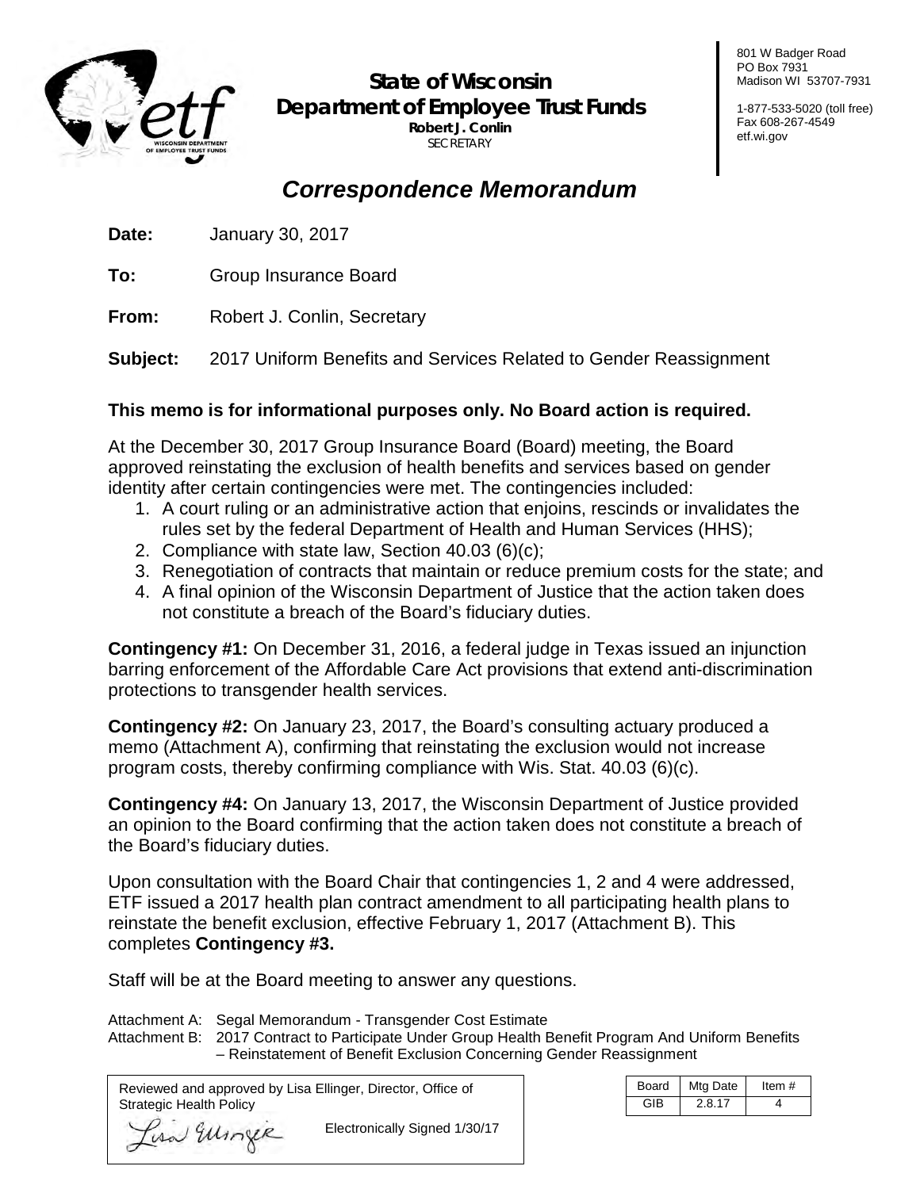**State of Wisconsin**
**Department of Employee Trust Funds**
**Robert J. Conlin**
SECRETARY

801 W Badger Road
PO Box 7931
Madison WI 53707-7931

1-877-533-5020 (toll free)
Fax 608-267-4549
etf.wi.gov

# *Correspondence Memorandum*

**Date:** January 30, 2017

**To:** Group Insurance Board

**From:** Robert J. Conlin, Secretary

**Subject:** 2017 Uniform Benefits and Services Related to Gender Reassignment

**This memo is for informational purposes only. No Board action is required.**

At the December 30, 2017 Group Insurance Board (Board) meeting, the Board approved reinstating the exclusion of health benefits and services based on gender identity after certain contingencies were met. The contingencies included:

1. A court ruling or an administrative action that enjoins, rescinds or invalidates the rules set by the federal Department of Health and Human Services (HHS);
2. Compliance with state law, Section 40.03 (6)(c);
3. Renegotiation of contracts that maintain or reduce premium costs for the state; and
4. A final opinion of the Wisconsin Department of Justice that the action taken does not constitute a breach of the Board's fiduciary duties.

**Contingency #1:** On December 31, 2016, a federal judge in Texas issued an injunction barring enforcement of the Affordable Care Act provisions that extend anti-discrimination protections to transgender health services.

**Contingency #2:** On January 23, 2017, the Board's consulting actuary produced a memo (Attachment A), confirming that reinstating the exclusion would not increase program costs, thereby confirming compliance with Wis. Stat. 40.03 (6)(c).

**Contingency #4:** On January 13, 2017, the Wisconsin Department of Justice provided an opinion to the Board confirming that the action taken does not constitute a breach of the Board's fiduciary duties.

Upon consultation with the Board Chair that contingencies 1, 2 and 4 were addressed, ETF issued a 2017 health plan contract amendment to all participating health plans to reinstate the benefit exclusion, effective February 1, 2017 (Attachment B). This completes **Contingency #3.**

Staff will be at the Board meeting to answer any questions.

Attachment A: Segal Memorandum - Transgender Cost Estimate
Attachment B: 2017 Contract to Participate Under Group Health Benefit Program And Uniform Benefits – Reinstatement of Benefit Exclusion Concerning Gender Reassignment

Reviewed and approved by Lisa Ellinger, Director, Office of Strategic Health Policy

Lisa Ellinger — Electronically Signed 1/30/17

| Board | Mtg Date | Item # |
|---|---|---|
| GIB | 2.8.17 | 4 |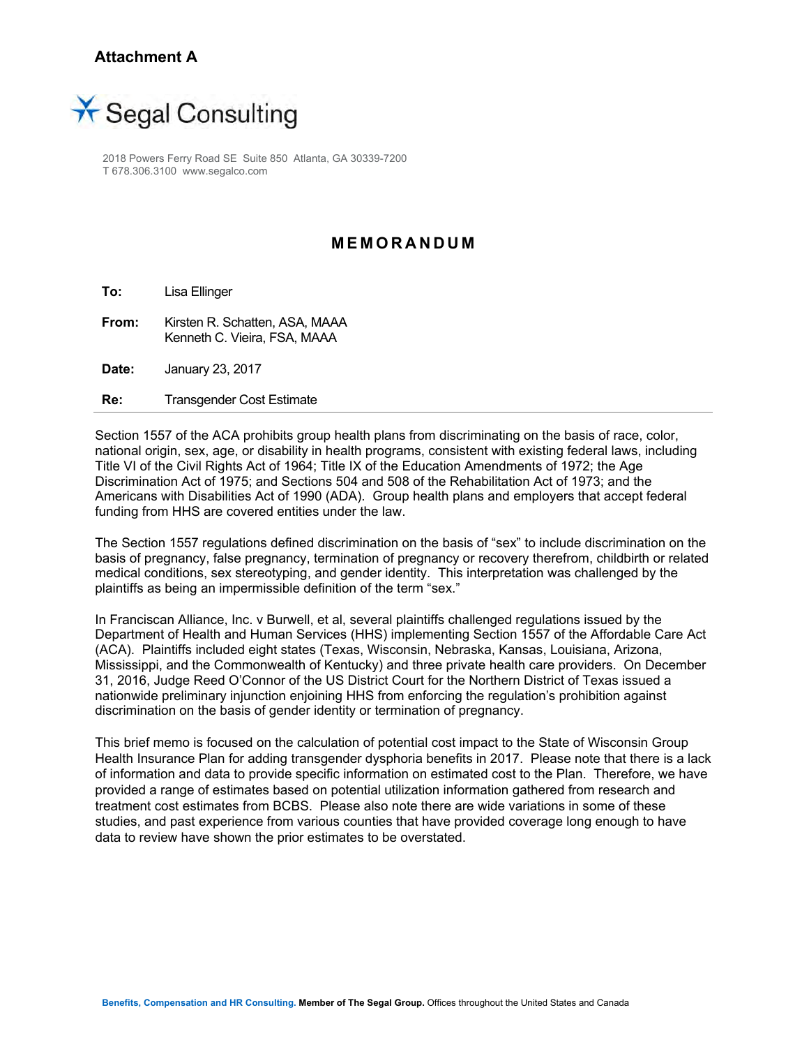**Attachment A**

Segal Consulting

2018 Powers Ferry Road SE Suite 850 Atlanta, GA 30339-7200
T 678.306.3100 www.segalco.com

## MEMORANDUM

**To:** Lisa Ellinger

**From:** Kirsten R. Schatten, ASA, MAAA
Kenneth C. Vieira, FSA, MAAA

**Date:** January 23, 2017

**Re:** Transgender Cost Estimate

---

Section 1557 of the ACA prohibits group health plans from discriminating on the basis of race, color, national origin, sex, age, or disability in health programs, consistent with existing federal laws, including Title VI of the Civil Rights Act of 1964; Title IX of the Education Amendments of 1972; the Age Discrimination Act of 1975; and Sections 504 and 508 of the Rehabilitation Act of 1973; and the Americans with Disabilities Act of 1990 (ADA). Group health plans and employers that accept federal funding from HHS are covered entities under the law.

The Section 1557 regulations defined discrimination on the basis of "sex" to include discrimination on the basis of pregnancy, false pregnancy, termination of pregnancy or recovery therefrom, childbirth or related medical conditions, sex stereotyping, and gender identity. This interpretation was challenged by the plaintiffs as being an impermissible definition of the term "sex."

In Franciscan Alliance, Inc. v Burwell, et al, several plaintiffs challenged regulations issued by the Department of Health and Human Services (HHS) implementing Section 1557 of the Affordable Care Act (ACA). Plaintiffs included eight states (Texas, Wisconsin, Nebraska, Kansas, Louisiana, Arizona, Mississippi, and the Commonwealth of Kentucky) and three private health care providers. On December 31, 2016, Judge Reed O'Connor of the US District Court for the Northern District of Texas issued a nationwide preliminary injunction enjoining HHS from enforcing the regulation's prohibition against discrimination on the basis of gender identity or termination of pregnancy.

This brief memo is focused on the calculation of potential cost impact to the State of Wisconsin Group Health Insurance Plan for adding transgender dysphoria benefits in 2017. Please note that there is a lack of information and data to provide specific information on estimated cost to the Plan. Therefore, we have provided a range of estimates based on potential utilization information gathered from research and treatment cost estimates from BCBS. Please also note there are wide variations in some of these studies, and past experience from various counties that have provided coverage long enough to have data to review have shown the prior estimates to be overstated.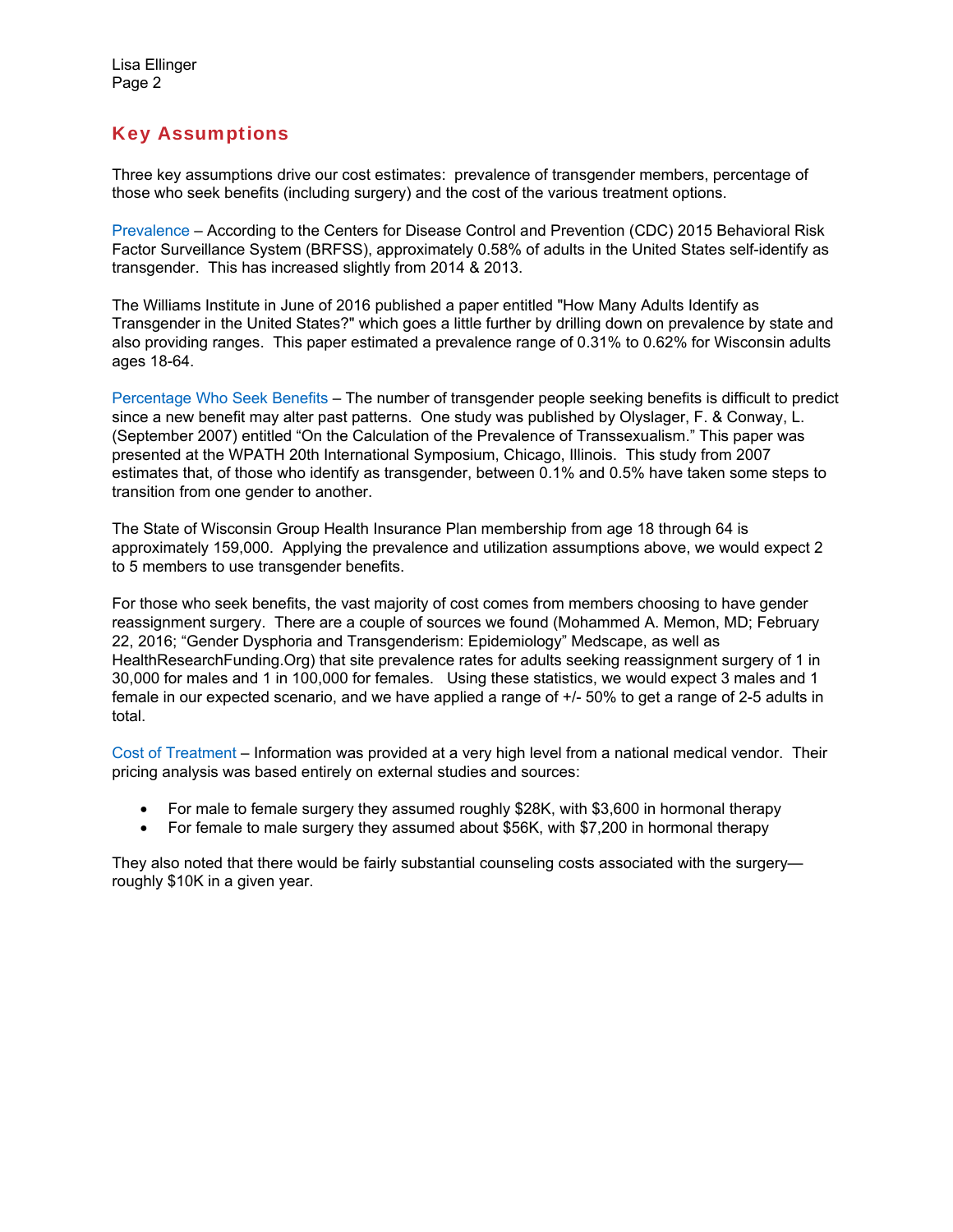## Key Assumptions

Three key assumptions drive our cost estimates: prevalence of transgender members, percentage of those who seek benefits (including surgery) and the cost of the various treatment options.

Prevalence – According to the Centers for Disease Control and Prevention (CDC) 2015 Behavioral Risk Factor Surveillance System (BRFSS), approximately 0.58% of adults in the United States self-identify as transgender. This has increased slightly from 2014 & 2013.

The Williams Institute in June of 2016 published a paper entitled "How Many Adults Identify as Transgender in the United States?" which goes a little further by drilling down on prevalence by state and also providing ranges. This paper estimated a prevalence range of 0.31% to 0.62% for Wisconsin adults ages 18-64.

Percentage Who Seek Benefits – The number of transgender people seeking benefits is difficult to predict since a new benefit may alter past patterns. One study was published by Olyslager, F. & Conway, L. (September 2007) entitled "On the Calculation of the Prevalence of Transsexualism." This paper was presented at the WPATH 20th International Symposium, Chicago, Illinois. This study from 2007 estimates that, of those who identify as transgender, between 0.1% and 0.5% have taken some steps to transition from one gender to another.

The State of Wisconsin Group Health Insurance Plan membership from age 18 through 64 is approximately 159,000. Applying the prevalence and utilization assumptions above, we would expect 2 to 5 members to use transgender benefits.

For those who seek benefits, the vast majority of cost comes from members choosing to have gender reassignment surgery. There are a couple of sources we found (Mohammed A. Memon, MD; February 22, 2016; "Gender Dysphoria and Transgenderism: Epidemiology" Medscape, as well as HealthResearchFunding.Org) that site prevalence rates for adults seeking reassignment surgery of 1 in 30,000 for males and 1 in 100,000 for females. Using these statistics, we would expect 3 males and 1 female in our expected scenario, and we have applied a range of +/- 50% to get a range of 2-5 adults in total.

Cost of Treatment – Information was provided at a very high level from a national medical vendor. Their pricing analysis was based entirely on external studies and sources:

- For male to female surgery they assumed roughly $28K, with $3,600 in hormonal therapy
- For female to male surgery they assumed about $56K, with $7,200 in hormonal therapy

They also noted that there would be fairly substantial counseling costs associated with the surgery—roughly $10K in a given year.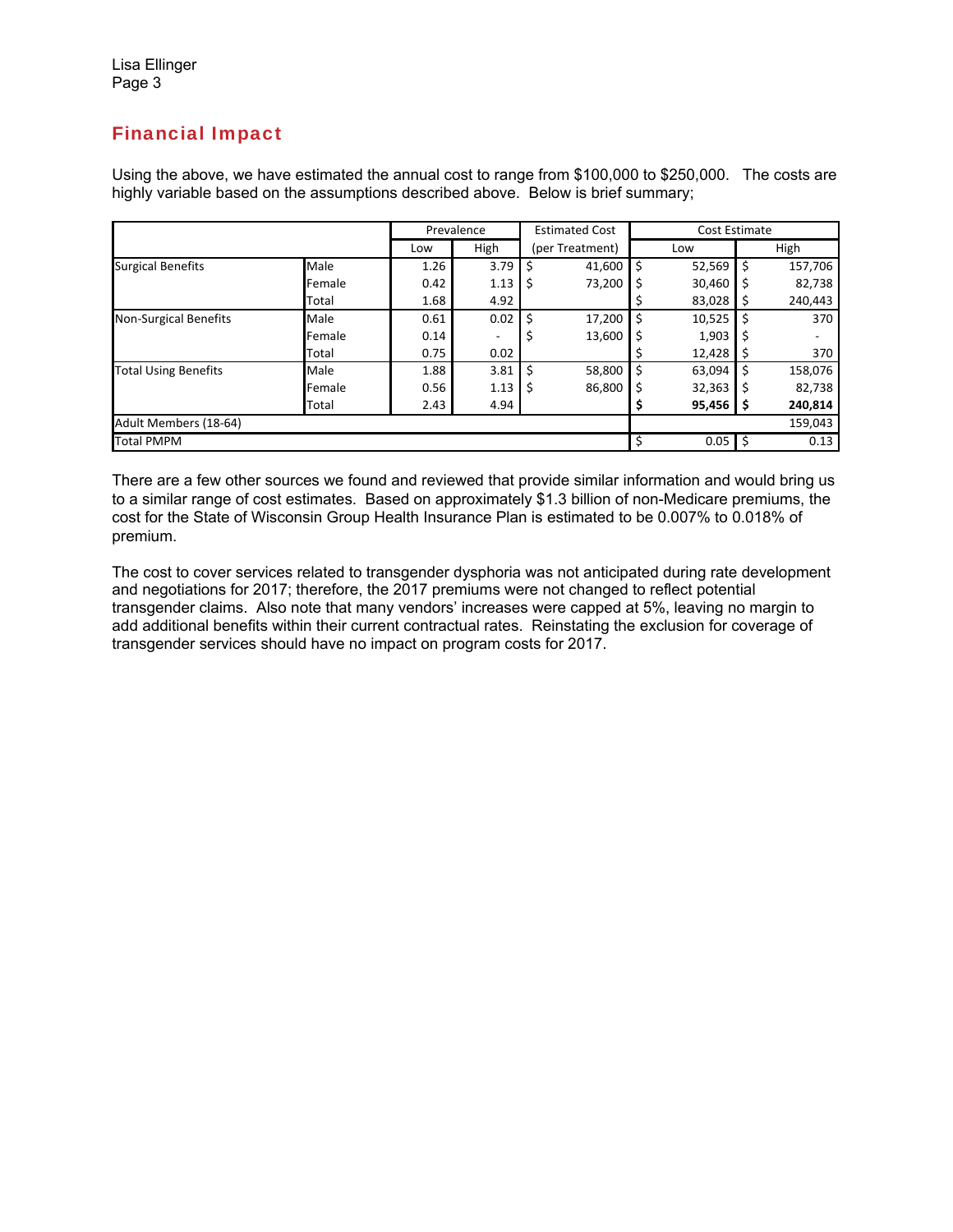## Financial Impact

Using the above, we have estimated the annual cost to range from $100,000 to $250,000. The costs are highly variable based on the assumptions described above. Below is brief summary;

| | | Prevalence | | Estimated Cost | Cost Estimate | |
|---|---|---|---|---|---|---|
| | | Low | High | (per Treatment) | Low | High |
| Surgical Benefits | Male | 1.26 | 3.79 | $ 41,600 | $ 52,569 | $ 157,706 |
| | Female | 0.42 | 1.13 | $ 73,200 | $ 30,460 | $ 82,738 |
| | Total | 1.68 | 4.92 | | $ 83,028 | $ 240,443 |
| Non-Surgical Benefits | Male | 0.61 | 0.02 | $ 17,200 | $ 10,525 | $ 370 |
| | Female | 0.14 | - | $ 13,600 | $ 1,903 | $ - |
| | Total | 0.75 | 0.02 | | $ 12,428 | $ 370 |
| Total Using Benefits | Male | 1.88 | 3.81 | $ 58,800 | $ 63,094 | $ 158,076 |
| | Female | 0.56 | 1.13 | $ 86,800 | $ 32,363 | $ 82,738 |
| | Total | 2.43 | 4.94 | | **$ 95,456** | **$ 240,814** |
| Adult Members (18-64) | | | | | | 159,043 |
| Total PMPM | | | | | $ 0.05 | $ 0.13 |

There are a few other sources we found and reviewed that provide similar information and would bring us to a similar range of cost estimates. Based on approximately $1.3 billion of non-Medicare premiums, the cost for the State of Wisconsin Group Health Insurance Plan is estimated to be 0.007% to 0.018% of premium.

The cost to cover services related to transgender dysphoria was not anticipated during rate development and negotiations for 2017; therefore, the 2017 premiums were not changed to reflect potential transgender claims. Also note that many vendors' increases were capped at 5%, leaving no margin to add additional benefits within their current contractual rates. Reinstating the exclusion for coverage of transgender services should have no impact on program costs for 2017.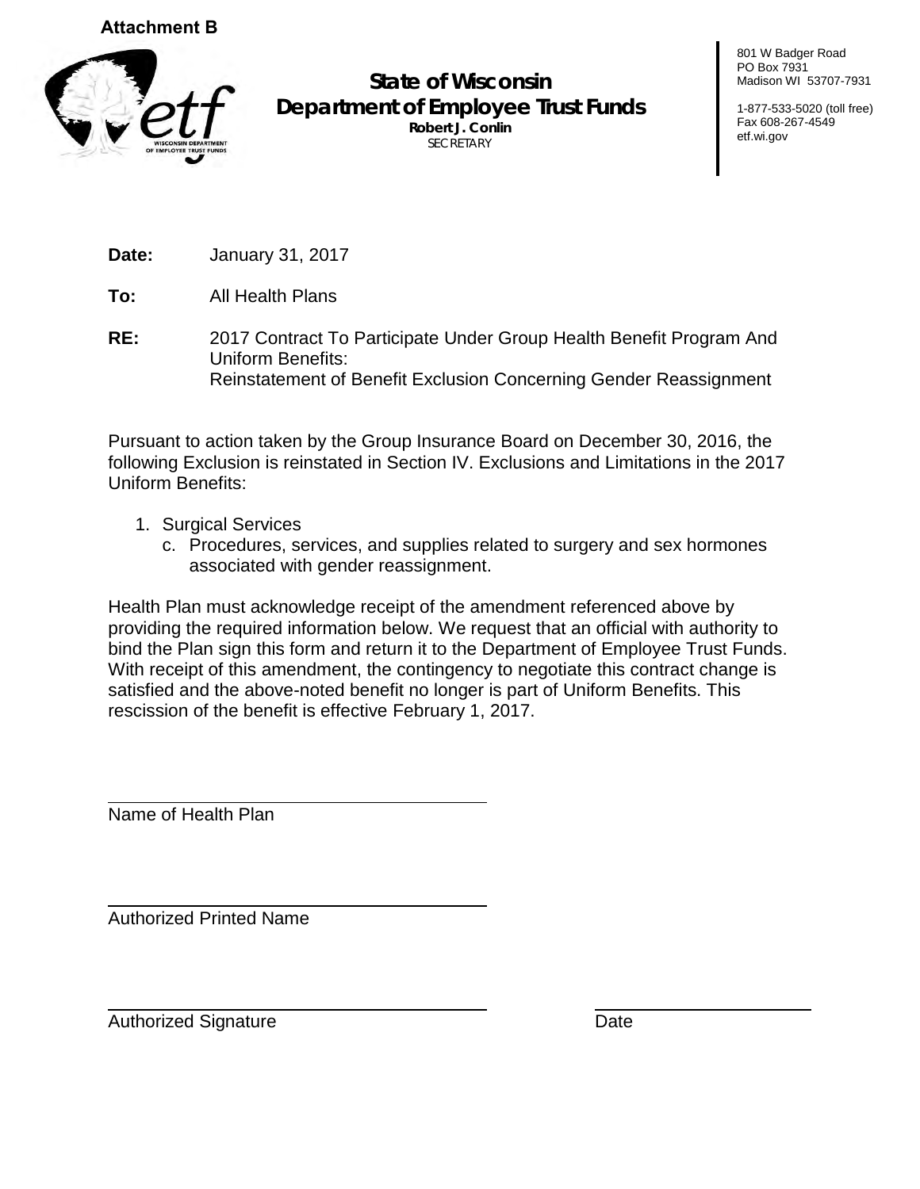**Attachment B**

# State of Wisconsin
## Department of Employee Trust Funds

**Robert J. Conlin**
SECRETARY

801 W Badger Road
PO Box 7931
Madison WI 53707-7931

1-877-533-5020 (toll free)
Fax 608-267-4549
etf.wi.gov

**Date:** January 31, 2017

**To:** All Health Plans

**RE:** 2017 Contract To Participate Under Group Health Benefit Program And Uniform Benefits:
Reinstatement of Benefit Exclusion Concerning Gender Reassignment

Pursuant to action taken by the Group Insurance Board on December 30, 2016, the following Exclusion is reinstated in Section IV. Exclusions and Limitations in the 2017 Uniform Benefits:

1. Surgical Services
   c. Procedures, services, and supplies related to surgery and sex hormones associated with gender reassignment.

Health Plan must acknowledge receipt of the amendment referenced above by providing the required information below. We request that an official with authority to bind the Plan sign this form and return it to the Department of Employee Trust Funds. With receipt of this amendment, the contingency to negotiate this contract change is satisfied and the above-noted benefit no longer is part of Uniform Benefits. This rescission of the benefit is effective February 1, 2017.

______________________________
Name of Health Plan

______________________________
Authorized Printed Name

______________________________ ______________________
Authorized Signature Date